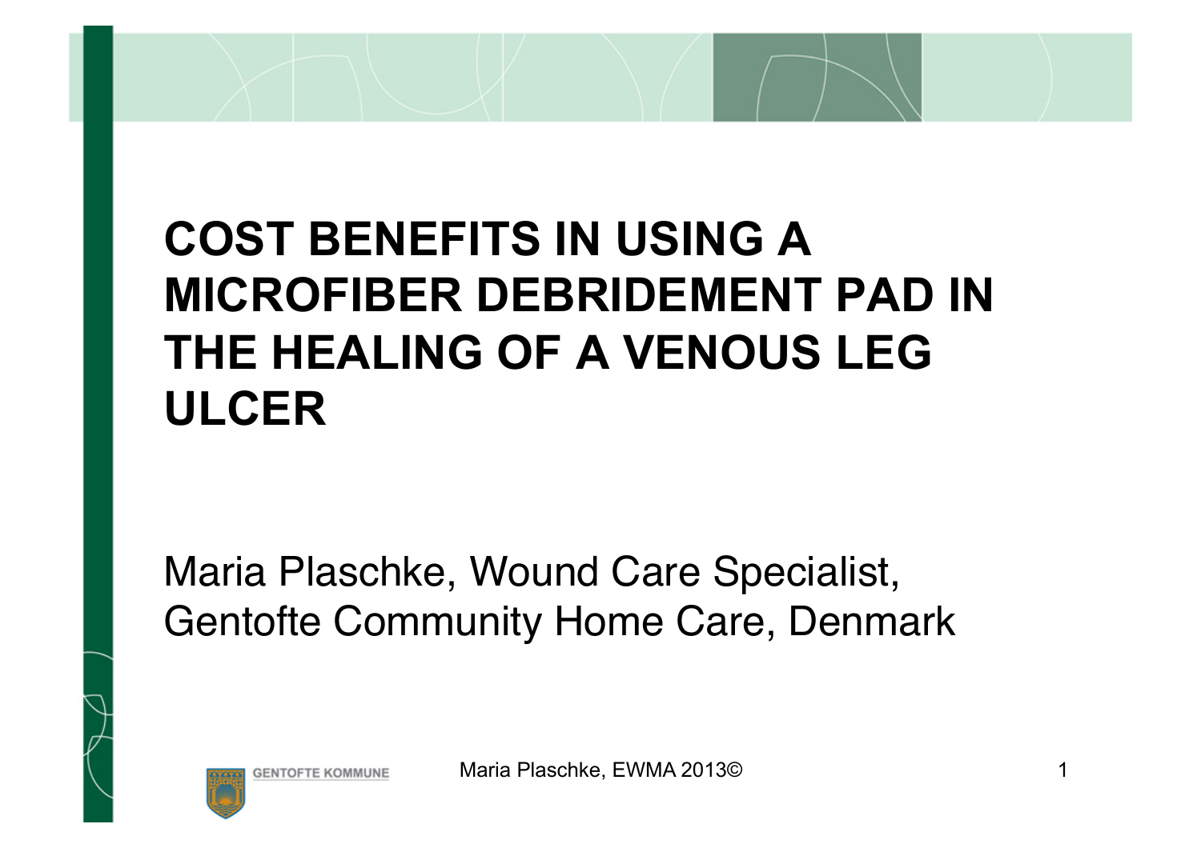# COST BENEFITS IN USING A MICROFIBER DEBRIDEMENT PAD IN THE HEALING OF A VENOUS LEG ULCER

Maria Plaschke, Wound Care Specialist,
Gentofte Community Home Care, Denmark

GENTOFTE KOMMUNE

Maria Plaschke, EWMA 2013©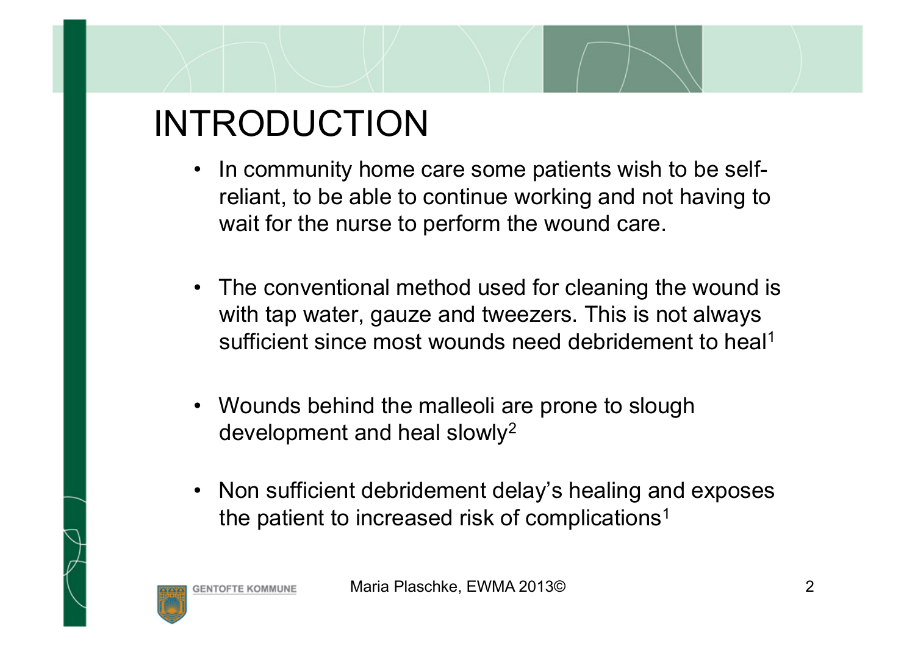# INTRODUCTION

- In community home care some patients wish to be self-reliant, to be able to continue working and not having to wait for the nurse to perform the wound care.
- The conventional method used for cleaning the wound is with tap water, gauze and tweezers. This is not always sufficient since most wounds need debridement to heal[1]
- Wounds behind the malleoli are prone to slough development and heal slowly[2]
- Non sufficient debridement delay's healing and exposes the patient to increased risk of complications[1]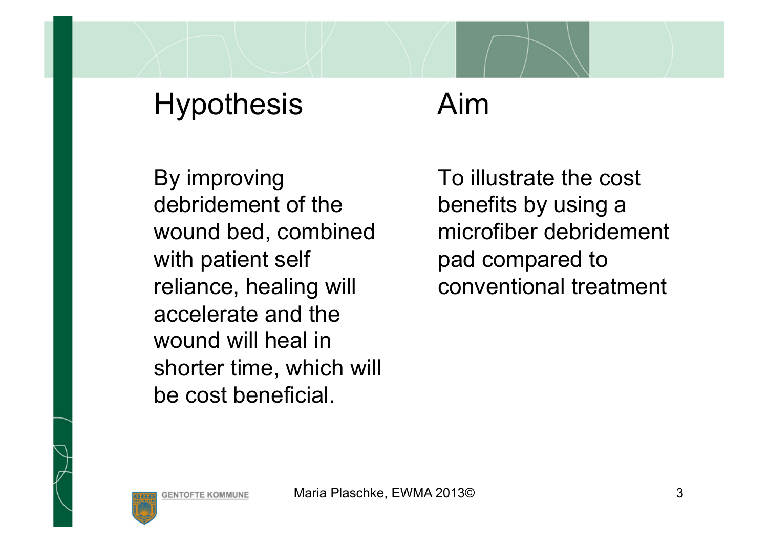## Hypothesis

By improving debridement of the wound bed, combined with patient self reliance, healing will accelerate and the wound will heal in shorter time, which will be cost beneficial.

## Aim

To illustrate the cost benefits by using a microfiber debridement pad compared to conventional treatment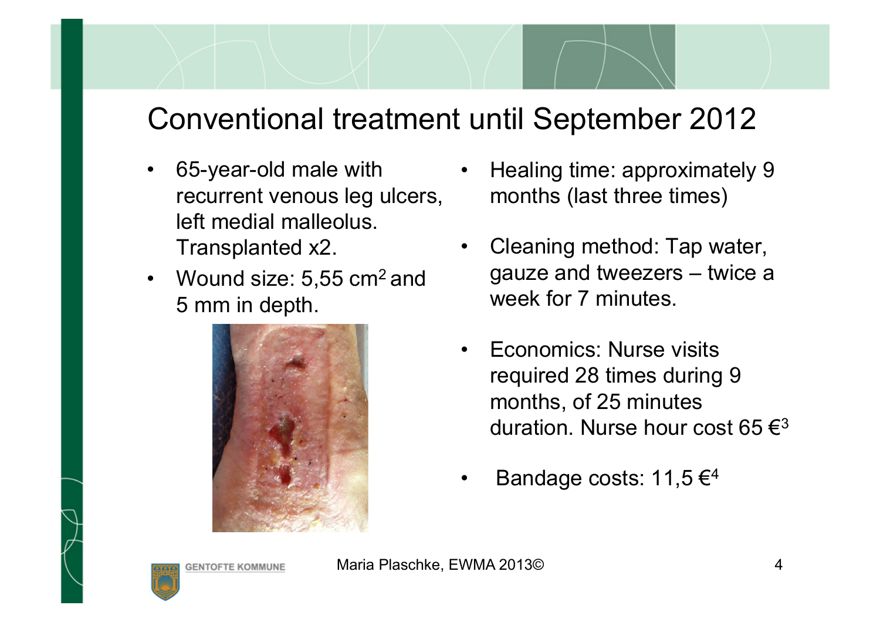# Conventional treatment until September 2012

- 65-year-old male with recurrent venous leg ulcers, left medial malleolus. Transplanted x2.
- Wound size: 5,55 $cm^2$ and 5 mm in depth.
- Healing time: approximately 9 months (last three times)
- Cleaning method: Tap water, gauze and tweezers – twice a week for 7 minutes.
- Economics: Nurse visits required 28 times during 9 months, of 25 minutes duration. Nurse hour cost 65 €[3]
- Bandage costs: 11,5 €[4]

Maria Plaschke, EWMA 2013©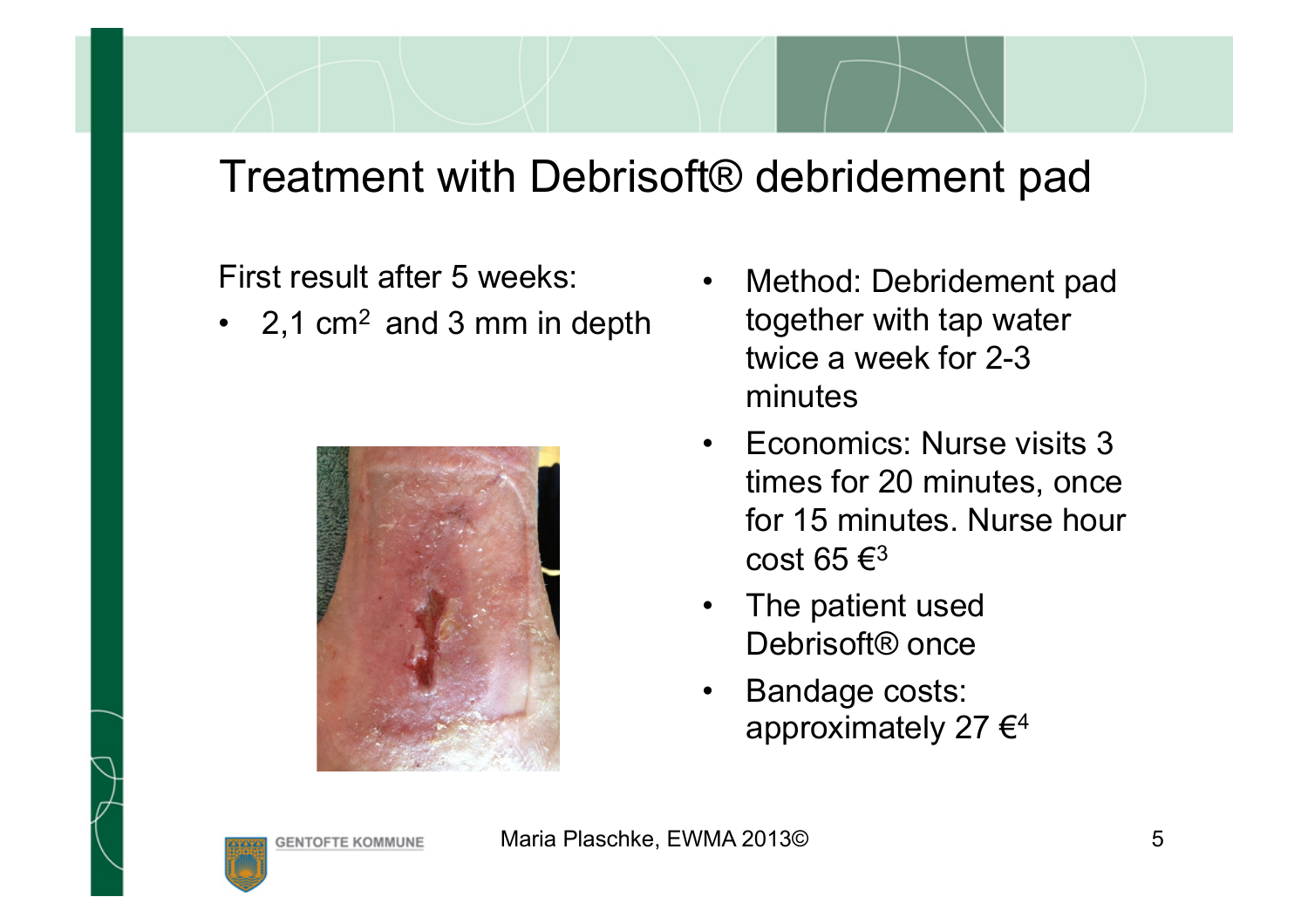# Treatment with Debrisoft® debridement pad

First result after 5 weeks:

- 2,1 $cm^2$ and 3 mm in depth

- Method: Debridement pad together with tap water twice a week for 2-3 minutes
- Economics: Nurse visits 3 times for 20 minutes, once for 15 minutes. Nurse hour cost 65 €[3]
- The patient used Debrisoft® once
- Bandage costs: approximately 27 €[4]

Maria Plaschke, EWMA 2013©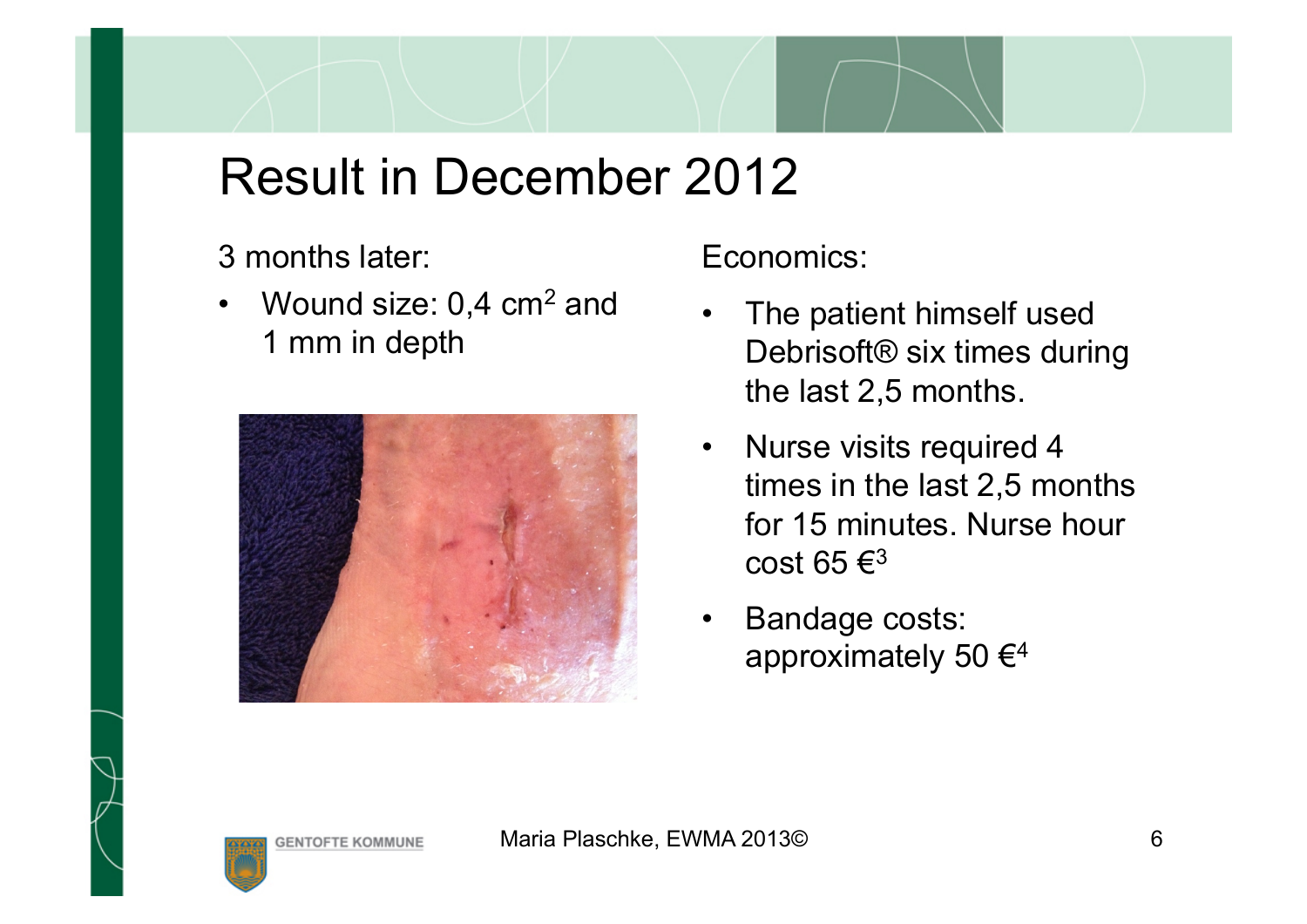# Result in December 2012

3 months later:

- Wound size: 0,4 $cm^2$ and 1 mm in depth

Economics:

- The patient himself used Debrisoft® six times during the last 2,5 months.
- Nurse visits required 4 times in the last 2,5 months for 15 minutes. Nurse hour cost 65 €[3]
- Bandage costs: approximately 50 €[4]

Maria Plaschke, EWMA 2013©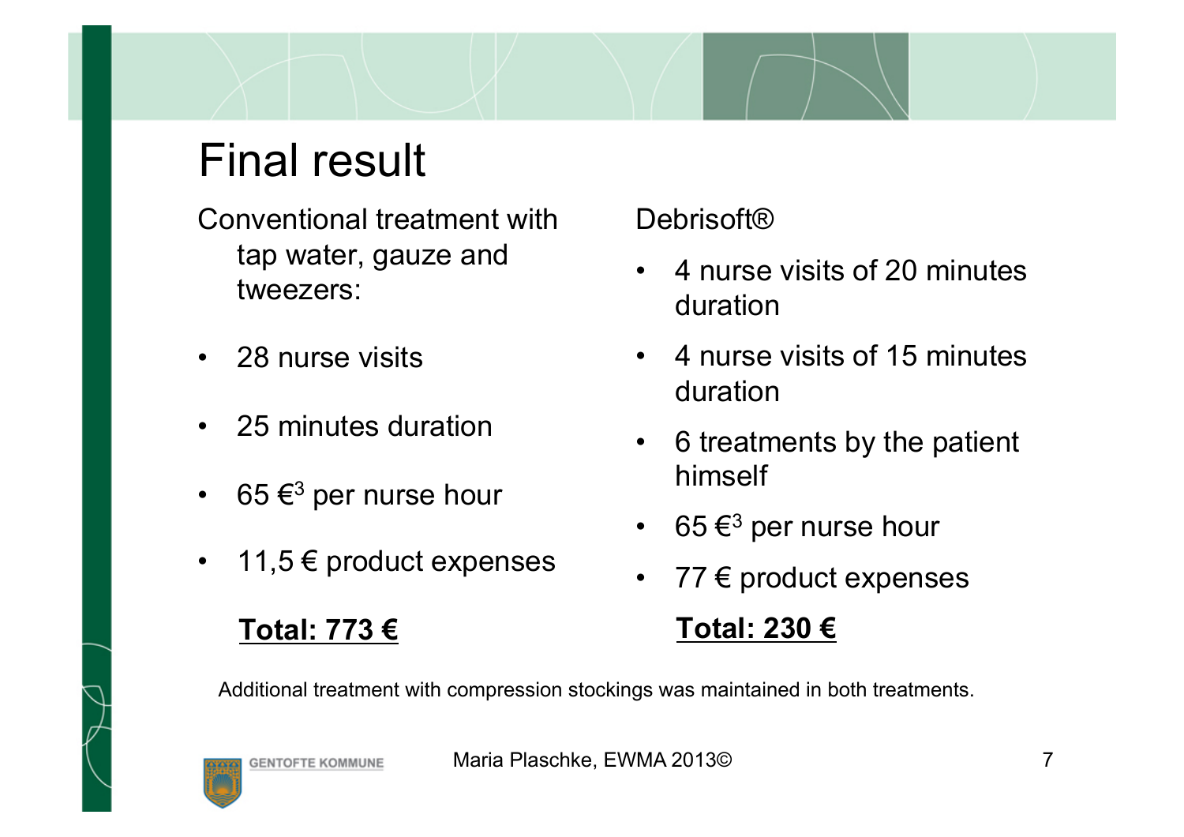# Final result

Conventional treatment with tap water, gauze and tweezers:

- 28 nurse visits
- 25 minutes duration
- 65 €[3] per nurse hour
- 11,5 € product expenses

**Total: 773 €**

Debrisoft®

- 4 nurse visits of 20 minutes duration
- 4 nurse visits of 15 minutes duration
- 6 treatments by the patient himself
- 65 €[3] per nurse hour
- 77 € product expenses

**Total: 230 €**

Additional treatment with compression stockings was maintained in both treatments.

Maria Plaschke, EWMA 2013©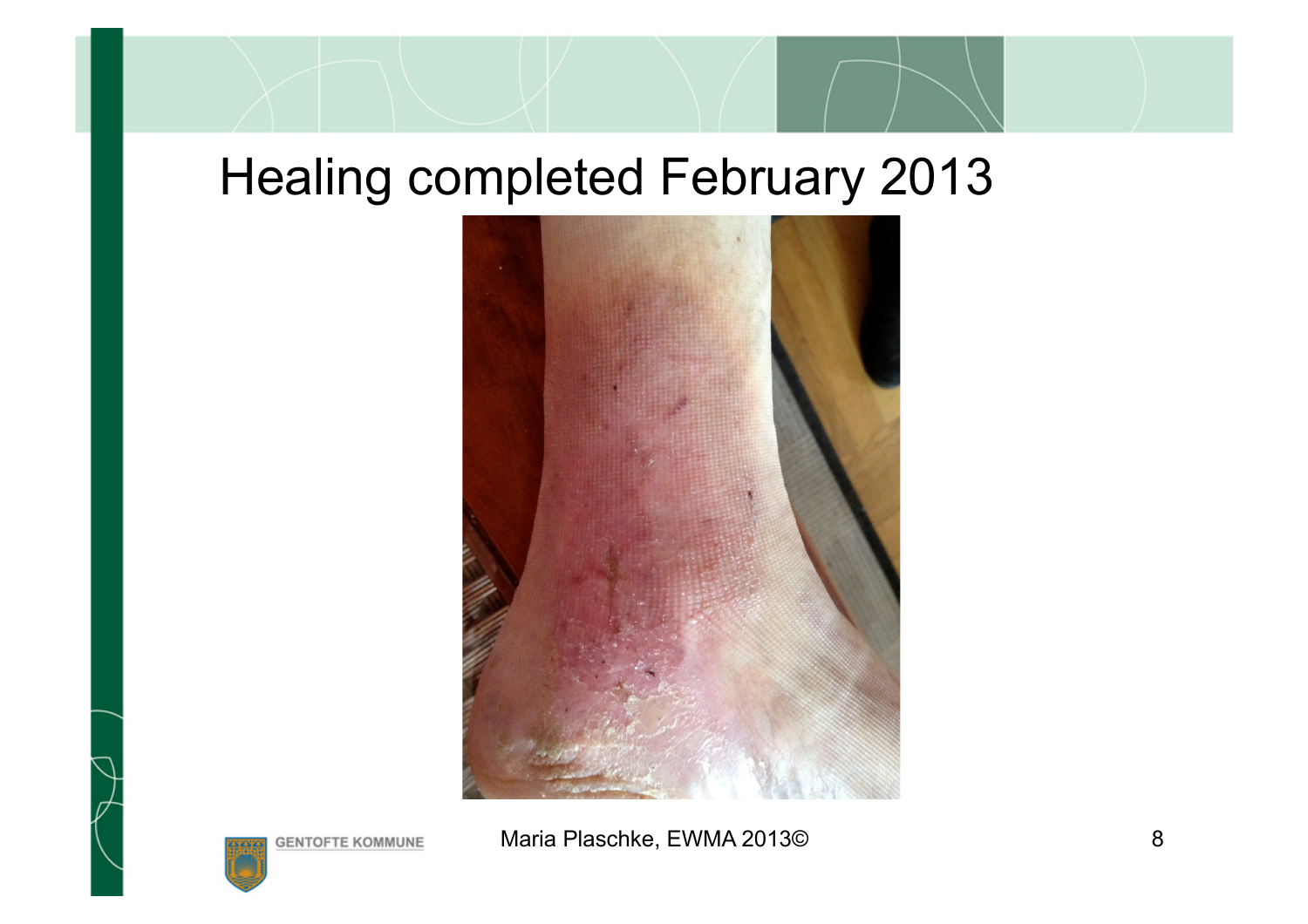# Healing completed February 2013

Maria Plaschke, EWMA 2013©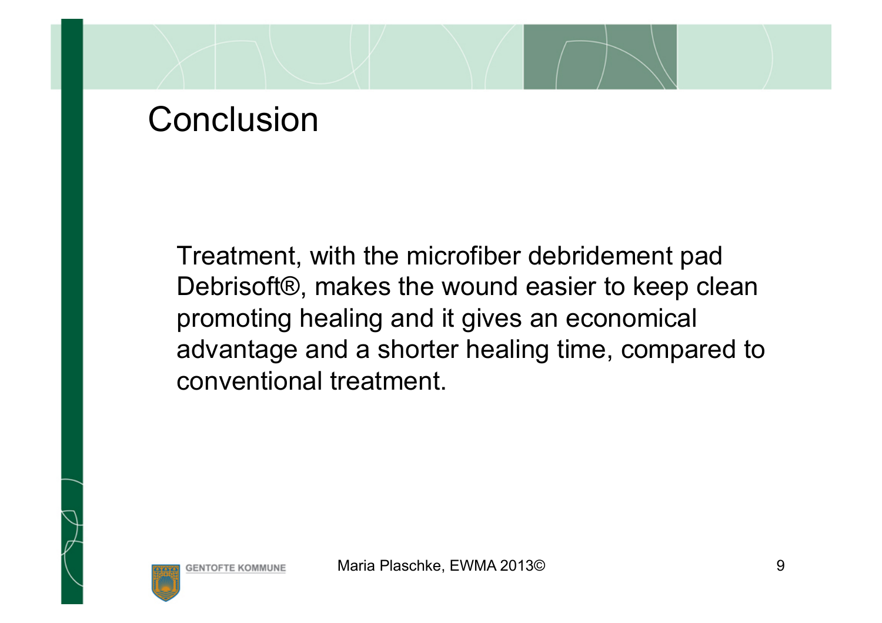# Conclusion

Treatment, with the microfiber debridement pad Debrisoft®, makes the wound easier to keep clean promoting healing and it gives an economical advantage and a shorter healing time, compared to conventional treatment.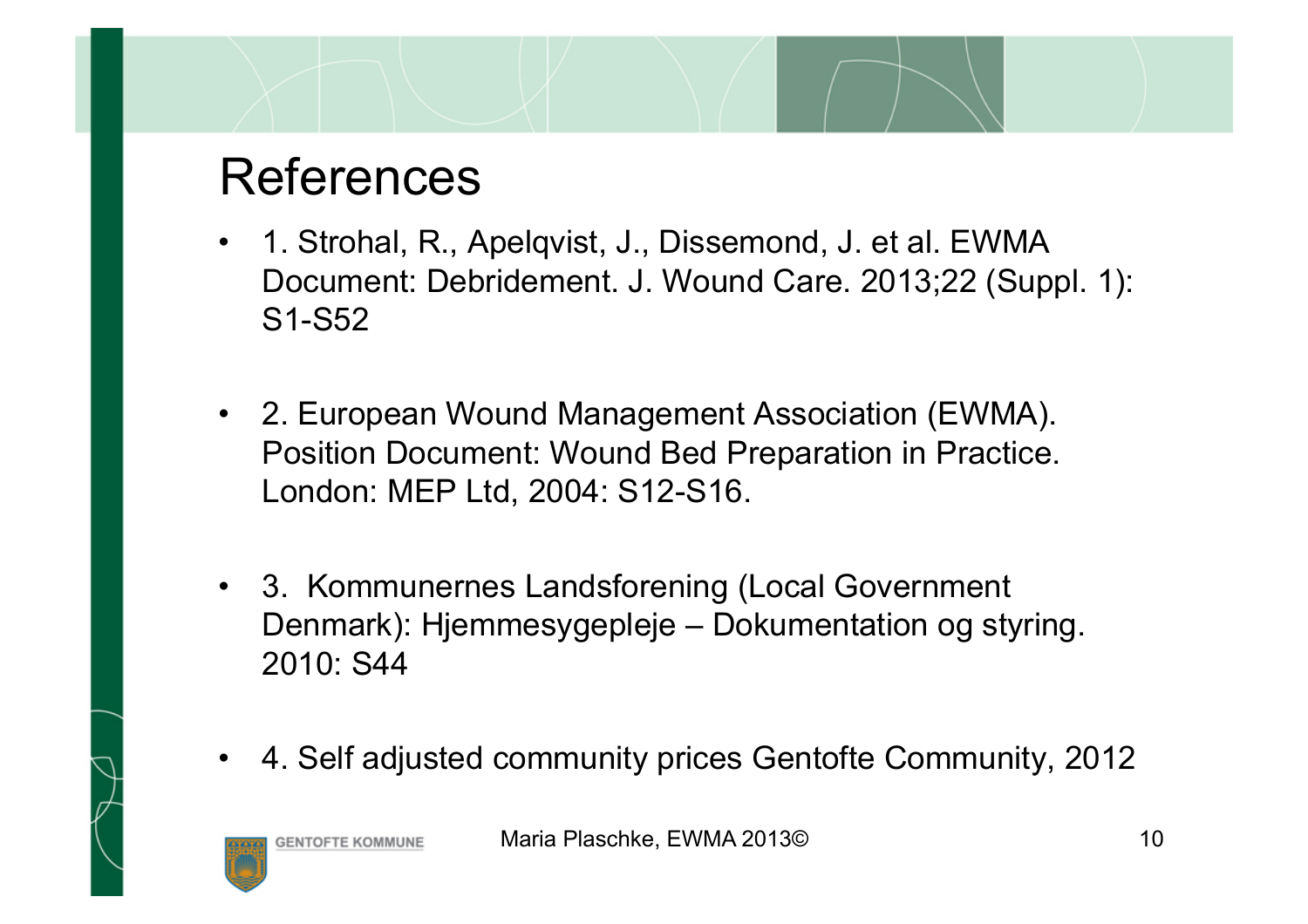# References

- 1. Strohal, R., Apelqvist, J., Dissemond, J. et al. EWMA Document: Debridement. J. Wound Care. 2013;22 (Suppl. 1): S1-S52

- 2. European Wound Management Association (EWMA). Position Document: Wound Bed Preparation in Practice. London: MEP Ltd, 2004: S12-S16.

- 3. Kommunernes Landsforening (Local Government Denmark): Hjemmesygepleje – Dokumentation og styring. 2010: S44

- 4. Self adjusted community prices Gentofte Community, 2012

GENTOFTE KOMMUNE

Maria Plaschke, EWMA 2013©